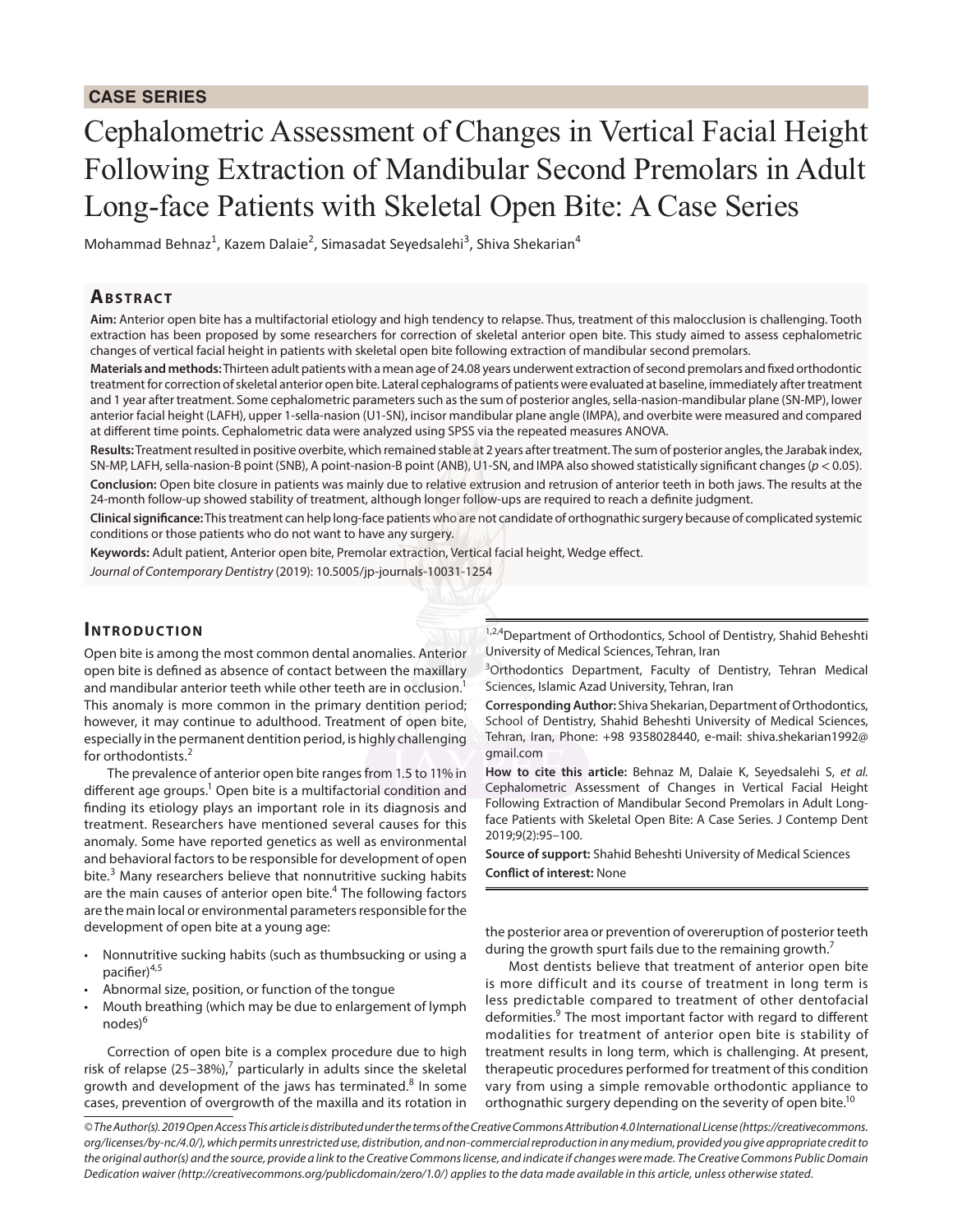**CASE SERIES**

# Cephalometric Assessment of Changes in Vertical Facial Height Following Extraction of Mandibular Second Premolars in Adult Long-face Patients with Skeletal Open Bite: A Case Series

Mohammad Behnaz[1], Kazem Dalaie[2], Simasadat Seyedsalehi[3], Shiva Shekarian[4]

## Abstract

**Aim:** Anterior open bite has a multifactorial etiology and high tendency to relapse. Thus, treatment of this malocclusion is challenging. Tooth extraction has been proposed by some researchers for correction of skeletal anterior open bite. This study aimed to assess cephalometric changes of vertical facial height in patients with skeletal open bite following extraction of mandibular second premolars.

**Materials and methods:** Thirteen adult patients with a mean age of 24.08 years underwent extraction of second premolars and fixed orthodontic treatment for correction of skeletal anterior open bite. Lateral cephalograms of patients were evaluated at baseline, immediately after treatment and 1 year after treatment. Some cephalometric parameters such as the sum of posterior angles, sella-nasion-mandibular plane (SN-MP), lower anterior facial height (LAFH), upper 1-sella-nasion (U1-SN), incisor mandibular plane angle (IMPA), and overbite were measured and compared at different time points. Cephalometric data were analyzed using SPSS via the repeated measures ANOVA.

**Results:** Treatment resulted in positive overbite, which remained stable at 2 years after treatment. The sum of posterior angles, the Jarabak index, SN-MP, LAFH, sella-nasion-B point (SNB), A point-nasion-B point (ANB), U1-SN, and IMPA also showed statistically significant changes ($p < 0.05$).

**Conclusion:** Open bite closure in patients was mainly due to relative extrusion and retrusion of anterior teeth in both jaws. The results at the 24-month follow-up showed stability of treatment, although longer follow-ups are required to reach a definite judgment.

**Clinical significance:** This treatment can help long-face patients who are not candidate of orthognathic surgery because of complicated systemic conditions or those patients who do not want to have any surgery.

**Keywords:** Adult patient, Anterior open bite, Premolar extraction, Vertical facial height, Wedge effect.

*Journal of Contemporary Dentistry* (2019): 10.5005/jp-journals-10031-1254

## Introduction

Open bite is among the most common dental anomalies. Anterior open bite is defined as absence of contact between the maxillary and mandibular anterior teeth while other teeth are in occlusion.[1] This anomaly is more common in the primary dentition period; however, it may continue to adulthood. Treatment of open bite, especially in the permanent dentition period, is highly challenging for orthodontists.[2]

The prevalence of anterior open bite ranges from 1.5 to 11% in different age groups.[1] Open bite is a multifactorial condition and finding its etiology plays an important role in its diagnosis and treatment. Researchers have mentioned several causes for this anomaly. Some have reported genetics as well as environmental and behavioral factors to be responsible for development of open bite.[3] Many researchers believe that nonnutritive sucking habits are the main causes of anterior open bite.[4] The following factors are the main local or environmental parameters responsible for the development of open bite at a young age:

- Nonnutritive sucking habits (such as thumbsucking or using a pacifier)[4,5]
- Abnormal size, position, or function of the tongue
- Mouth breathing (which may be due to enlargement of lymph nodes)[6]

Correction of open bite is a complex procedure due to high risk of relapse (25–38%),[7] particularly in adults since the skeletal growth and development of the jaws has terminated.[8] In some cases, prevention of overgrowth of the maxilla and its rotation in the posterior area or prevention of overeruption of posterior teeth during the growth spurt fails due to the remaining growth.[7]

Most dentists believe that treatment of anterior open bite is more difficult and its course of treatment in long term is less predictable compared to treatment of other dentofacial deformities.[9] The most important factor with regard to different modalities for treatment of anterior open bite is stability of treatment results in long term, which is challenging. At present, therapeutic procedures performed for treatment of this condition vary from using a simple removable orthodontic appliance to orthognathic surgery depending on the severity of open bite.[10]

---

[1,2,4]Department of Orthodontics, School of Dentistry, Shahid Beheshti University of Medical Sciences, Tehran, Iran

[3]Orthodontics Department, Faculty of Dentistry, Tehran Medical Sciences, Islamic Azad University, Tehran, Iran

**Corresponding Author:** Shiva Shekarian, Department of Orthodontics, School of Dentistry, Shahid Beheshti University of Medical Sciences, Tehran, Iran, Phone: +98 9358028440, e-mail: shiva.shekarian1992@gmail.com

**How to cite this article:** Behnaz M, Dalaie K, Seyedsalehi S, *et al.* Cephalometric Assessment of Changes in Vertical Facial Height Following Extraction of Mandibular Second Premolars in Adult Long-face Patients with Skeletal Open Bite: A Case Series. J Contemp Dent 2019;9(2):95–100.

**Source of support:** Shahid Beheshti University of Medical Sciences

**Conflict of interest:** None

---

*© The Author(s). 2019 Open Access This article is distributed under the terms of the Creative Commons Attribution 4.0 International License (https://creativecommons.org/licenses/by-nc/4.0/), which permits unrestricted use, distribution, and non-commercial reproduction in any medium, provided you give appropriate credit to the original author(s) and the source, provide a link to the Creative Commons license, and indicate if changes were made. The Creative Commons Public Domain Dedication waiver (http://creativecommons.org/publicdomain/zero/1.0/) applies to the data made available in this article, unless otherwise stated.*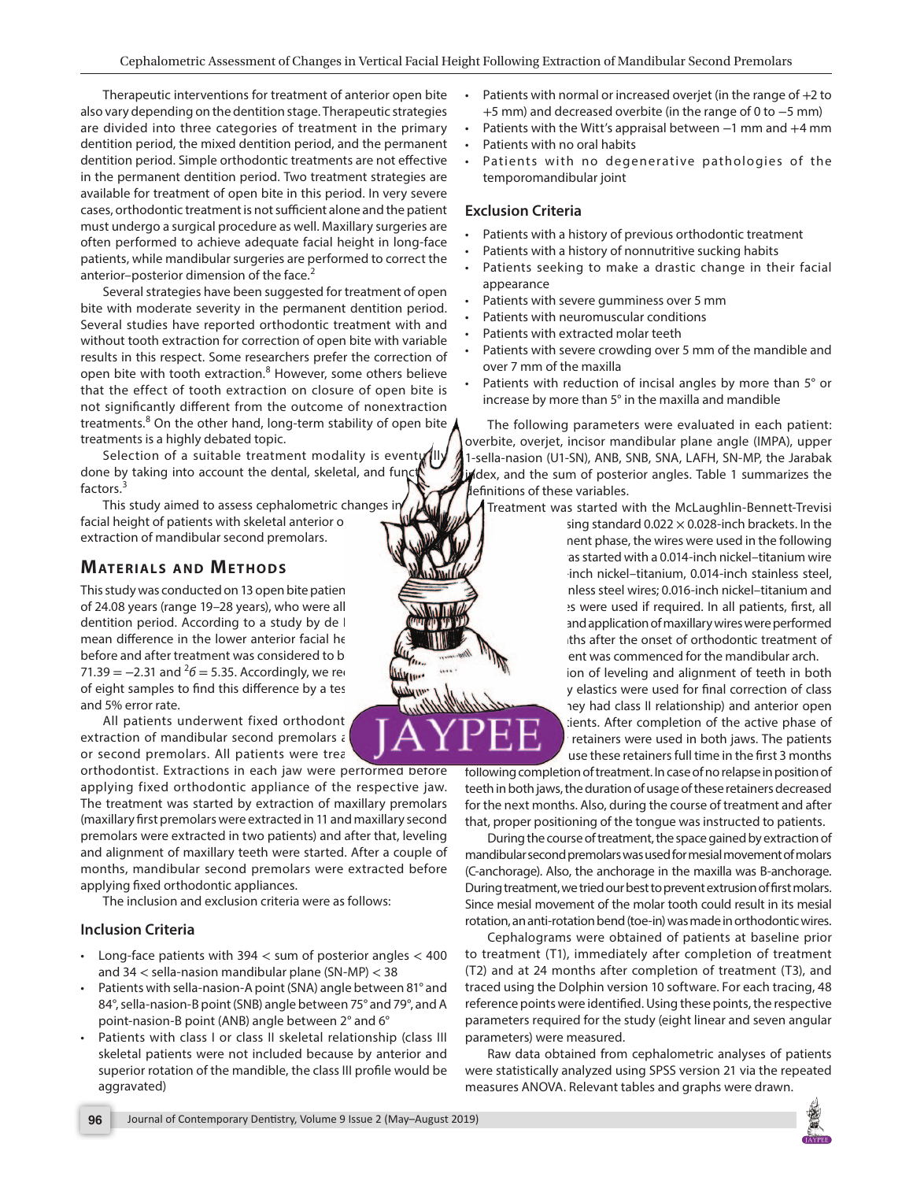Therapeutic interventions for treatment of anterior open bite also vary depending on the dentition stage. Therapeutic strategies are divided into three categories of treatment in the primary dentition period, the mixed dentition period, and the permanent dentition period. Simple orthodontic treatments are not effective in the permanent dentition period. Two treatment strategies are available for treatment of open bite in this period. In very severe cases, orthodontic treatment is not sufficient alone and the patient must undergo a surgical procedure as well. Maxillary surgeries are often performed to achieve adequate facial height in long-face patients, while mandibular surgeries are performed to correct the anterior–posterior dimension of the face.[2]

Several strategies have been suggested for treatment of open bite with moderate severity in the permanent dentition period. Several studies have reported orthodontic treatment with and without tooth extraction for correction of open bite with variable results in this respect. Some researchers prefer the correction of open bite with tooth extraction.[8] However, some others believe that the effect of tooth extraction on closure of open bite is not significantly different from the outcome of nonextraction treatments.[8] On the other hand, long-term stability of open bite treatments is a highly debated topic.

Selection of a suitable treatment modality is eventually done by taking into account the dental, skeletal, and funct factors.[3]

This study aimed to assess cephalometric changes in facial height of patients with skeletal anterior o extraction of mandibular second premolars.

## Materials and Methods

This study was conducted on 13 open bite patien of 24.08 years (range 19–28 years), who were all dentition period. According to a study by de l mean difference in the lower anterior facial he before and after treatment was considered to b 71.39 = −2.31 and $^2\delta = 5.35$. Accordingly, we re of eight samples to find this difference by a tes and 5% error rate.

All patients underwent fixed orthodont extraction of mandibular second premolars a or second premolars. All patients were trea orthodontist. Extractions in each jaw were performed before applying fixed orthodontic appliance of the respective jaw. The treatment was started by extraction of maxillary premolars (maxillary first premolars were extracted in 11 and maxillary second premolars were extracted in two patients) and after that, leveling and alignment of maxillary teeth were started. After a couple of months, mandibular second premolars were extracted before applying fixed orthodontic appliances.

The inclusion and exclusion criteria were as follows:

### Inclusion Criteria

- Long-face patients with 394 < sum of posterior angles < 400 and 34 < sella-nasion mandibular plane (SN-MP) < 38
- Patients with sella-nasion-A point (SNA) angle between 81° and 84°, sella-nasion-B point (SNB) angle between 75° and 79°, and A point-nasion-B point (ANB) angle between 2° and 6°
- Patients with class I or class II skeletal relationship (class III skeletal patients were not included because by anterior and superior rotation of the mandible, the class III profile would be aggravated)
- Patients with normal or increased overjet (in the range of +2 to +5 mm) and decreased overbite (in the range of 0 to −5 mm)
- Patients with the Witt's appraisal between −1 mm and +4 mm
- Patients with no oral habits
- Patients with no degenerative pathologies of the temporomandibular joint

### Exclusion Criteria

- Patients with a history of previous orthodontic treatment
- Patients with a history of nonnutritive sucking habits
- Patients seeking to make a drastic change in their facial appearance
- Patients with severe gumminess over 5 mm
- Patients with neuromuscular conditions
- Patients with extracted molar teeth
- Patients with severe crowding over 5 mm of the mandible and over 7 mm of the maxilla
- Patients with reduction of incisal angles by more than 5° or increase by more than 5° in the maxilla and mandible

The following parameters were evaluated in each patient: overbite, overjet, incisor mandibular plane angle (IMPA), upper 1-sella-nasion (U1-SN), ANB, SNB, SNA, LAFH, SN-MP, the Jarabak index, and the sum of posterior angles. Table 1 summarizes the definitions of these variables.

Treatment was started with the McLaughlin-Bennett-Trevisi sing standard 0.022 × 0.028-inch brackets. In the nent phase, the wires were used in the following as started with a 0.014-inch nickel–titanium wire inch nickel–titanium, 0.014-inch stainless steel, nless steel wires; 0.016-inch nickel–titanium and s were used if required. In all patients, first, all and application of maxillary wires were performed ths after the onset of orthodontic treatment of ent was commenced for the mandibular arch. ion of leveling and alignment of teeth in both y elastics were used for final correction of class ey had class II relationship) and anterior open tients. After completion of the active phase of retainers were used in both jaws. The patients use these retainers full time in the first 3 months following completion of treatment. In case of no relapse in position of teeth in both jaws, the duration of usage of these retainers decreased for the next months. Also, during the course of treatment and after that, proper positioning of the tongue was instructed to patients.

During the course of treatment, the space gained by extraction of mandibular second premolars was used for mesial movement of molars (C-anchorage). Also, the anchorage in the maxilla was B-anchorage. During treatment, we tried our best to prevent extrusion of first molars. Since mesial movement of the molar tooth could result in its mesial rotation, an anti-rotation bend (toe-in) was made in orthodontic wires.

Cephalograms were obtained of patients at baseline prior to treatment (T1), immediately after completion of treatment (T2) and at 24 months after completion of treatment (T3), and traced using the Dolphin version 10 software. For each tracing, 48 reference points were identified. Using these points, the respective parameters required for the study (eight linear and seven angular parameters) were measured.

Raw data obtained from cephalometric analyses of patients were statistically analyzed using SPSS version 21 via the repeated measures ANOVA. Relevant tables and graphs were drawn.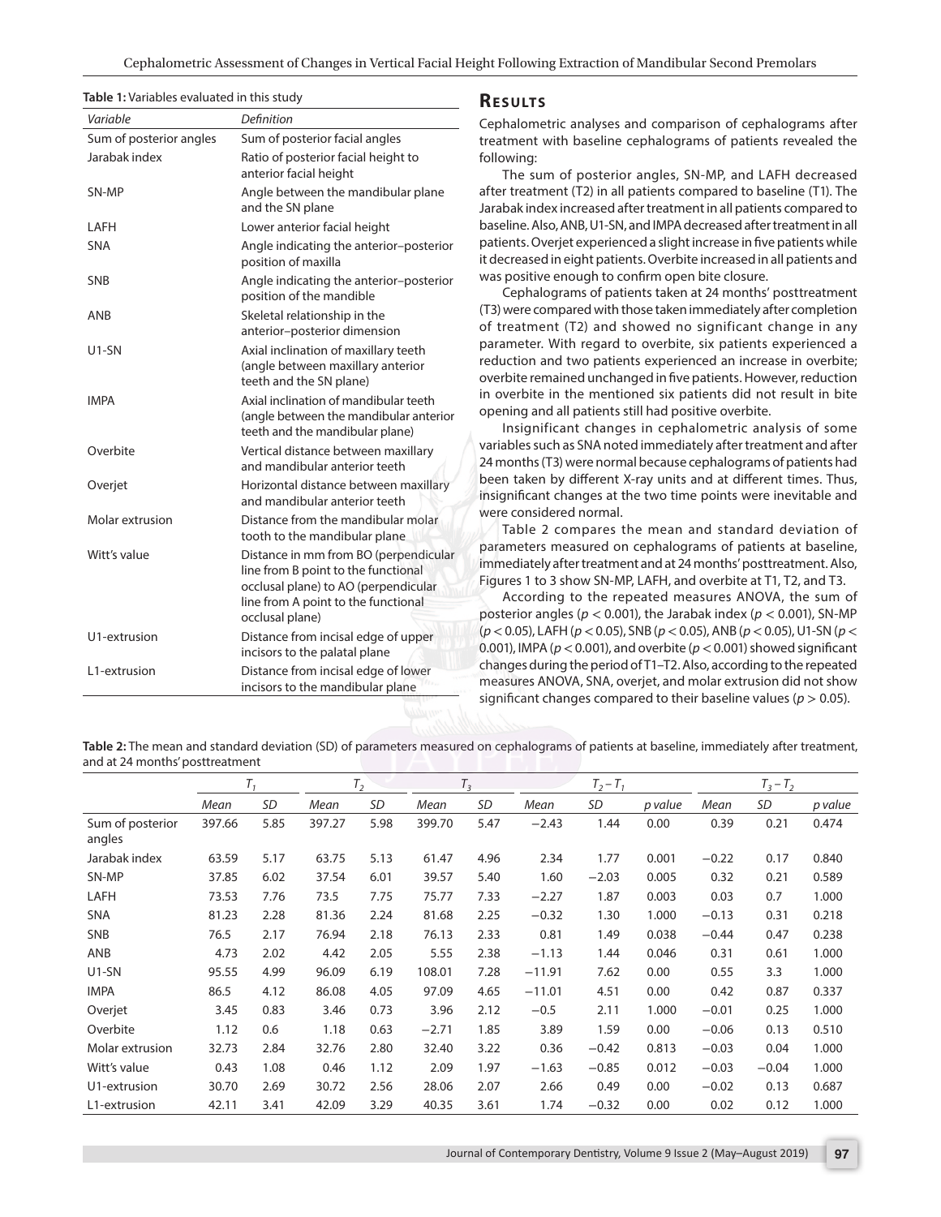**Table 1:** Variables evaluated in this study

| *Variable* | *Definition* |
|---|---|
| Sum of posterior angles | Sum of posterior facial angles |
| Jarabak index | Ratio of posterior facial height to anterior facial height |
| SN-MP | Angle between the mandibular plane and the SN plane |
| LAFH | Lower anterior facial height |
| SNA | Angle indicating the anterior–posterior position of maxilla |
| SNB | Angle indicating the anterior–posterior position of the mandible |
| ANB | Skeletal relationship in the anterior–posterior dimension |
| U1-SN | Axial inclination of maxillary teeth (angle between maxillary anterior teeth and the SN plane) |
| IMPA | Axial inclination of mandibular teeth (angle between the mandibular anterior teeth and the mandibular plane) |
| Overbite | Vertical distance between maxillary and mandibular anterior teeth |
| Overjet | Horizontal distance between maxillary and mandibular anterior teeth |
| Molar extrusion | Distance from the mandibular molar tooth to the mandibular plane |
| Witt's value | Distance in mm from BO (perpendicular line from B point to the functional occlusal plane) to AO (perpendicular line from A point to the functional occlusal plane) |
| U1-extrusion | Distance from incisal edge of upper incisors to the palatal plane |
| L1-extrusion | Distance from incisal edge of lower incisors to the mandibular plane |

## Results

Cephalometric analyses and comparison of cephalograms after treatment with baseline cephalograms of patients revealed the following:

The sum of posterior angles, SN-MP, and LAFH decreased after treatment (T2) in all patients compared to baseline (T1). The Jarabak index increased after treatment in all patients compared to baseline. Also, ANB, U1-SN, and IMPA decreased after treatment in all patients. Overjet experienced a slight increase in five patients while it decreased in eight patients. Overbite increased in all patients and was positive enough to confirm open bite closure.

Cephalograms of patients taken at 24 months' posttreatment (T3) were compared with those taken immediately after completion of treatment (T2) and showed no significant change in any parameter. With regard to overbite, six patients experienced a reduction and two patients experienced an increase in overbite; overbite remained unchanged in five patients. However, reduction in overbite in the mentioned six patients did not result in bite opening and all patients still had positive overbite.

Insignificant changes in cephalometric analysis of some variables such as SNA noted immediately after treatment and after 24 months (T3) were normal because cephalograms of patients had been taken by different X-ray units and at different times. Thus, insignificant changes at the two time points were inevitable and were considered normal.

Table 2 compares the mean and standard deviation of parameters measured on cephalograms of patients at baseline, immediately after treatment and at 24 months' posttreatment. Also, Figures 1 to 3 show SN-MP, LAFH, and overbite at T1, T2, and T3.

According to the repeated measures ANOVA, the sum of posterior angles ($p < 0.001$), the Jarabak index ($p < 0.001$), SN-MP ($p < 0.05$), LAFH ($p < 0.05$), SNB ($p < 0.05$), ANB ($p < 0.05$), U1-SN ($p < 0.001$), IMPA ($p < 0.001$), and overbite ($p < 0.001$) showed significant changes during the period of T1–T2. Also, according to the repeated measures ANOVA, SNA, overjet, and molar extrusion did not show significant changes compared to their baseline values ($p > 0.05$).

**Table 2:** The mean and standard deviation (SD) of parameters measured on cephalograms of patients at baseline, immediately after treatment, and at 24 months' posttreatment

| | $T_1$ | | $T_2$ | | $T_3$ | | $T_2 - T_1$ | | | $T_3 - T_2$ | | |
|---|---|---|---|---|---|---|---|---|---|---|---|---|
| | *Mean* | *SD* | *Mean* | *SD* | *Mean* | *SD* | *Mean* | *SD* | *p value* | *Mean* | *SD* | *p value* |
| Sum of posterior angles | 397.66 | 5.85 | 397.27 | 5.98 | 399.70 | 5.47 | −2.43 | 1.44 | 0.00 | 0.39 | 0.21 | 0.474 |
| Jarabak index | 63.59 | 5.17 | 63.75 | 5.13 | 61.47 | 4.96 | 2.34 | 1.77 | 0.001 | −0.22 | 0.17 | 0.840 |
| SN-MP | 37.85 | 6.02 | 37.54 | 6.01 | 39.57 | 5.40 | 1.60 | −2.03 | 0.005 | 0.32 | 0.21 | 0.589 |
| LAFH | 73.53 | 7.76 | 73.5 | 7.75 | 75.77 | 7.33 | −2.27 | 1.87 | 0.003 | 0.03 | 0.7 | 1.000 |
| SNA | 81.23 | 2.28 | 81.36 | 2.24 | 81.68 | 2.25 | −0.32 | 1.30 | 1.000 | −0.13 | 0.31 | 0.218 |
| SNB | 76.5 | 2.17 | 76.94 | 2.18 | 76.13 | 2.33 | 0.81 | 1.49 | 0.038 | −0.44 | 0.47 | 0.238 |
| ANB | 4.73 | 2.02 | 4.42 | 2.05 | 5.55 | 2.38 | −1.13 | 1.44 | 0.046 | 0.31 | 0.61 | 1.000 |
| U1-SN | 95.55 | 4.99 | 96.09 | 6.19 | 108.01 | 7.28 | −11.91 | 7.62 | 0.00 | 0.55 | 3.3 | 1.000 |
| IMPA | 86.5 | 4.12 | 86.08 | 4.05 | 97.09 | 4.65 | −11.01 | 4.51 | 0.00 | 0.42 | 0.87 | 0.337 |
| Overjet | 3.45 | 0.83 | 3.46 | 0.73 | 3.96 | 2.12 | −0.5 | 2.11 | 1.000 | −0.01 | 0.25 | 1.000 |
| Overbite | 1.12 | 0.6 | 1.18 | 0.63 | −2.71 | 1.85 | 3.89 | 1.59 | 0.00 | −0.06 | 0.13 | 0.510 |
| Molar extrusion | 32.73 | 2.84 | 32.76 | 2.80 | 32.40 | 3.22 | 0.36 | −0.42 | 0.813 | −0.03 | 0.04 | 1.000 |
| Witt's value | 0.43 | 1.08 | 0.46 | 1.12 | 2.09 | 1.97 | −1.63 | −0.85 | 0.012 | −0.03 | −0.04 | 1.000 |
| U1-extrusion | 30.70 | 2.69 | 30.72 | 2.56 | 28.06 | 2.07 | 2.66 | 0.49 | 0.00 | −0.02 | 0.13 | 0.687 |
| L1-extrusion | 42.11 | 3.41 | 42.09 | 3.29 | 40.35 | 3.61 | 1.74 | −0.32 | 0.00 | 0.02 | 0.12 | 1.000 |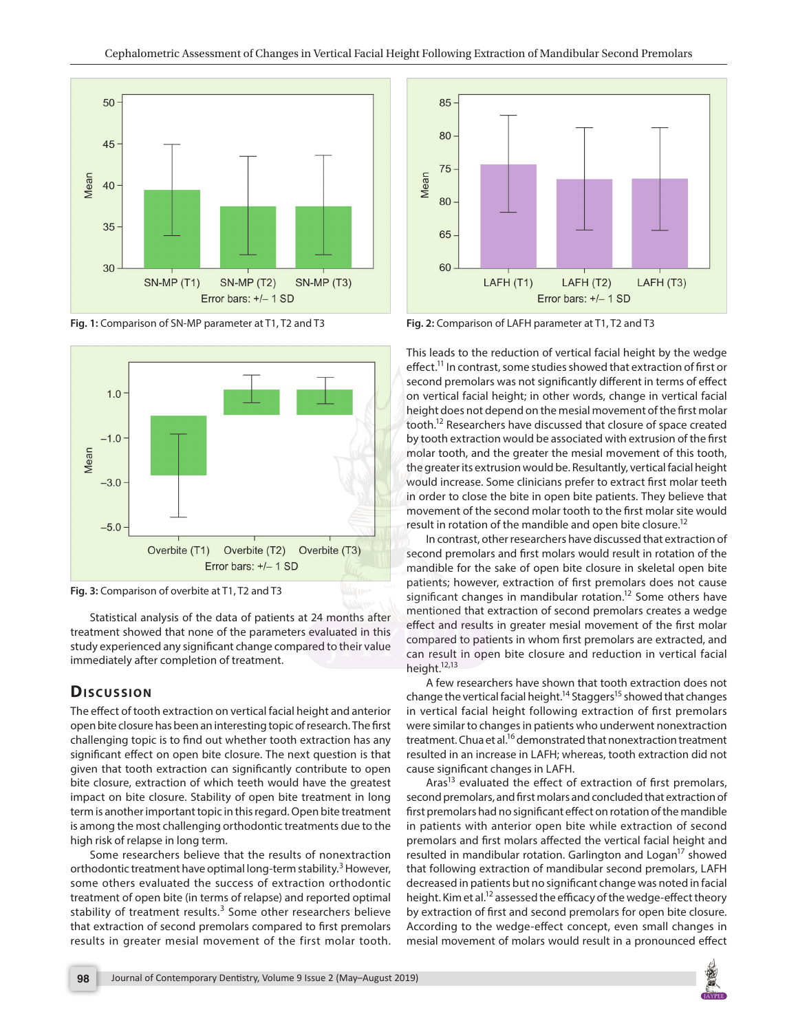Fig. 1: Comparison of SN-MP parameter at T1, T2 and T3

Fig. 2: Comparison of LAFH parameter at T1, T2 and T3

Fig. 3: Comparison of overbite at T1, T2 and T3

Statistical analysis of the data of patients at 24 months after treatment showed that none of the parameters evaluated in this study experienced any significant change compared to their value immediately after completion of treatment.

## Discussion

The effect of tooth extraction on vertical facial height and anterior open bite closure has been an interesting topic of research. The first challenging topic is to find out whether tooth extraction has any significant effect on open bite closure. The next question is that given that tooth extraction can significantly contribute to open bite closure, extraction of which teeth would have the greatest impact on bite closure. Stability of open bite treatment in long term is another important topic in this regard. Open bite treatment is among the most challenging orthodontic treatments due to the high risk of relapse in long term.

Some researchers believe that the results of nonextraction orthodontic treatment have optimal long-term stability.[3] However, some others evaluated the success of extraction orthodontic treatment of open bite (in terms of relapse) and reported optimal stability of treatment results.[3] Some other researchers believe that extraction of second premolars compared to first premolars results in greater mesial movement of the first molar tooth. This leads to the reduction of vertical facial height by the wedge effect.[11] In contrast, some studies showed that extraction of first or second premolars was not significantly different in terms of effect on vertical facial height; in other words, change in vertical facial height does not depend on the mesial movement of the first molar tooth.[12] Researchers have discussed that closure of space created by tooth extraction would be associated with extrusion of the first molar tooth, and the greater the mesial movement of this tooth, the greater its extrusion would be. Resultantly, vertical facial height would increase. Some clinicians prefer to extract first molar teeth in order to close the bite in open bite patients. They believe that movement of the second molar tooth to the first molar site would result in rotation of the mandible and open bite closure.[12]

In contrast, other researchers have discussed that extraction of second premolars and first molars would result in rotation of the mandible for the sake of open bite closure in skeletal open bite patients; however, extraction of first premolars does not cause significant changes in mandibular rotation.[12] Some others have mentioned that extraction of second premolars creates a wedge effect and results in greater mesial movement of the first molar compared to patients in whom first premolars are extracted, and can result in open bite closure and reduction in vertical facial height.[12,13]

A few researchers have shown that tooth extraction does not change the vertical facial height.[14] Staggers[15] showed that changes in vertical facial height following extraction of first premolars were similar to changes in patients who underwent nonextraction treatment. Chua et al.[16] demonstrated that nonextraction treatment resulted in an increase in LAFH; whereas, tooth extraction did not cause significant changes in LAFH.

Aras[13] evaluated the effect of extraction of first premolars, second premolars, and first molars and concluded that extraction of first premolars had no significant effect on rotation of the mandible in patients with anterior open bite while extraction of second premolars and first molars affected the vertical facial height and resulted in mandibular rotation. Garlington and Logan[17] showed that following extraction of mandibular second premolars, LAFH decreased in patients but no significant change was noted in facial height. Kim et al.[12] assessed the efficacy of the wedge-effect theory by extraction of first and second premolars for open bite closure. According to the wedge-effect concept, even small changes in mesial movement of molars would result in a pronounced effect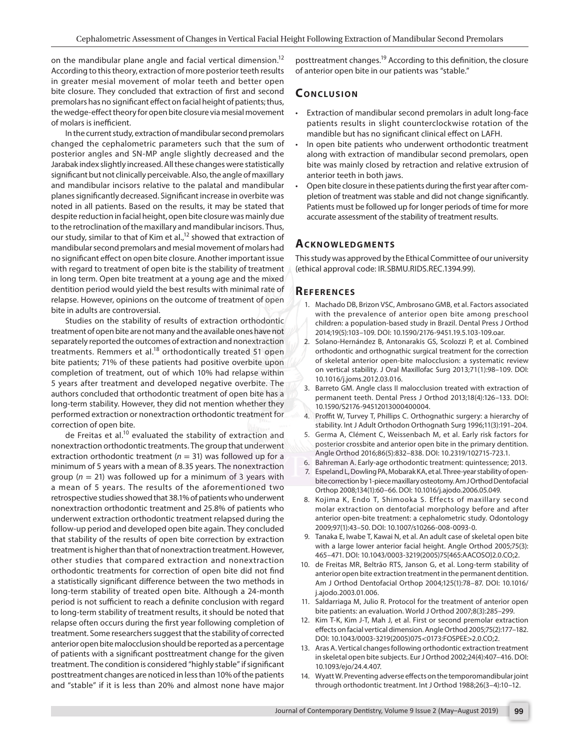on the mandibular plane angle and facial vertical dimension.[12] According to this theory, extraction of more posterior teeth results in greater mesial movement of molar teeth and better open bite closure. They concluded that extraction of first and second premolars has no significant effect on facial height of patients; thus, the wedge-effect theory for open bite closure via mesial movement of molars is inefficient.

In the current study, extraction of mandibular second premolars changed the cephalometric parameters such that the sum of posterior angles and SN-MP angle slightly decreased and the Jarabak index slightly increased. All these changes were statistically significant but not clinically perceivable. Also, the angle of maxillary and mandibular incisors relative to the palatal and mandibular planes significantly decreased. Significant increase in overbite was noted in all patients. Based on the results, it may be stated that despite reduction in facial height, open bite closure was mainly due to the retroclination of the maxillary and mandibular incisors. Thus, our study, similar to that of Kim et al.,[12] showed that extraction of mandibular second premolars and mesial movement of molars had no significant effect on open bite closure. Another important issue with regard to treatment of open bite is the stability of treatment in long term. Open bite treatment at a young age and the mixed dentition period would yield the best results with minimal rate of relapse. However, opinions on the outcome of treatment of open bite in adults are controversial.

Studies on the stability of results of extraction orthodontic treatment of open bite are not many and the available ones have not separately reported the outcomes of extraction and nonextraction treatments. Remmers et al.[18] orthodontically treated 51 open bite patients; 71% of these patients had positive overbite upon completion of treatment, out of which 10% had relapse within 5 years after treatment and developed negative overbite. The authors concluded that orthodontic treatment of open bite has a long-term stability. However, they did not mention whether they performed extraction or nonextraction orthodontic treatment for correction of open bite.

de Freitas et al.[10] evaluated the stability of extraction and nonextraction orthodontic treatments. The group that underwent extraction orthodontic treatment ($n = 31$) was followed up for a minimum of 5 years with a mean of 8.35 years. The nonextraction group ($n = 21$) was followed up for a minimum of 3 years with a mean of 5 years. The results of the aforementioned two retrospective studies showed that 38.1% of patients who underwent nonextraction orthodontic treatment and 25.8% of patients who underwent extraction orthodontic treatment relapsed during the follow-up period and developed open bite again. They concluded that stability of the results of open bite correction by extraction treatment is higher than that of nonextraction treatment. However, other studies that compared extraction and nonextraction orthodontic treatments for correction of open bite did not find a statistically significant difference between the two methods in long-term stability of treated open bite. Although a 24-month period is not sufficient to reach a definite conclusion with regard to long-term stability of treatment results, it should be noted that relapse often occurs during the first year following completion of treatment. Some researchers suggest that the stability of corrected anterior open bite malocclusion should be reported as a percentage of patients with a significant posttreatment change for the given treatment. The condition is considered "highly stable" if significant posttreatment changes are noticed in less than 10% of the patients and "stable" if it is less than 20% and almost none have major posttreatment changes.[19] According to this definition, the closure of anterior open bite in our patients was "stable."

## Conclusion

- Extraction of mandibular second premolars in adult long-face patients results in slight counterclockwise rotation of the mandible but has no significant clinical effect on LAFH.
- In open bite patients who underwent orthodontic treatment along with extraction of mandibular second premolars, open bite was mainly closed by retraction and relative extrusion of anterior teeth in both jaws.
- Open bite closure in these patients during the first year after completion of treatment was stable and did not change significantly. Patients must be followed up for longer periods of time for more accurate assessment of the stability of treatment results.

## Acknowledgments

This study was approved by the Ethical Committee of our university (ethical approval code: IR.SBMU.RIDS.REC.1394.99).

## References

1. Machado DB, Brizon VSC, Ambrosano GMB, et al. Factors associated with the prevalence of anterior open bite among preschool children: a population-based study in Brazil. Dental Press J Orthod 2014;19(5):103–109. DOI: 10.1590/2176-9451.19.5.103-109.oar.
2. Solano-Hernández B, Antonarakis GS, Scolozzi P, et al. Combined orthodontic and orthognathic surgical treatment for the correction of skeletal anterior open-bite malocclusion: a systematic review on vertical stability. J Oral Maxillofac Surg 2013;71(1):98–109. DOI: 10.1016/j.joms.2012.03.016.
3. Barreto GM. Angle class II malocclusion treated with extraction of permanent teeth. Dental Press J Orthod 2013;18(4):126–133. DOI: 10.1590/S2176-94512013000400004.
4. Proffit W, Turvey T, Phillips C. Orthognathic surgery: a hierarchy of stability. Int J Adult Orthodon Orthognath Surg 1996;11(3):191–204.
5. Germa A, Clément C, Weissenbach M, et al. Early risk factors for posterior crossbite and anterior open bite in the primary dentition. Angle Orthod 2016;86(5):832–838. DOI: 10.2319/102715-723.1.
6. Bahreman A. Early-age orthodontic treatment: quintessence; 2013.
7. Espeland L, Dowling PA, Mobarak KA, et al. Three-year stability of open-bite correction by 1-piece maxillary osteotomy. Am J Orthod Dentofacial Orthop 2008;134(1):60–66. DOI: 10.1016/j.ajodo.2006.05.049.
8. Kojima K, Endo T, Shimooka S. Effects of maxillary second molar extraction on dentofacial morphology before and after anterior open-bite treatment: a cephalometric study. Odontology 2009;97(1):43–50. DOI: 10.1007/s10266-008-0093-0.
9. Tanaka E, Iwabe T, Kawai N, et al. An adult case of skeletal open bite with a large lower anterior facial height. Angle Orthod 2005;75(3): 465–471. DOI: 10.1043/0003-3219(2005)75[465:AACOSO]2.0.CO;2.
10. de Freitas MR, Beltrão RTS, Janson G, et al. Long-term stability of anterior open bite extraction treatment in the permanent dentition. Am J Orthod Dentofacial Orthop 2004;125(1):78–87. DOI: 10.1016/j.ajodo.2003.01.006.
11. Saldarriaga M, Julio R. Protocol for the treatment of anterior open bite patients: an evaluation. World J Orthod 2007;8(3):285–299.
12. Kim T-K, Kim J-T, Mah J, et al. First or second premolar extraction effects on facial vertical dimension. Angle Orthod 2005;75(2):177–182. DOI: 10.1043/0003-3219(2005)075<0173:FOSPEE>2.0.CO;2.
13. Aras A. Vertical changes following orthodontic extraction treatment in skeletal open bite subjects. Eur J Orthod 2002;24(4):407–416. DOI: 10.1093/ejo/24.4.407.
14. Wyatt W. Preventing adverse effects on the temporomandibular joint through orthodontic treatment. Int J Orthod 1988;26(3–4):10–12.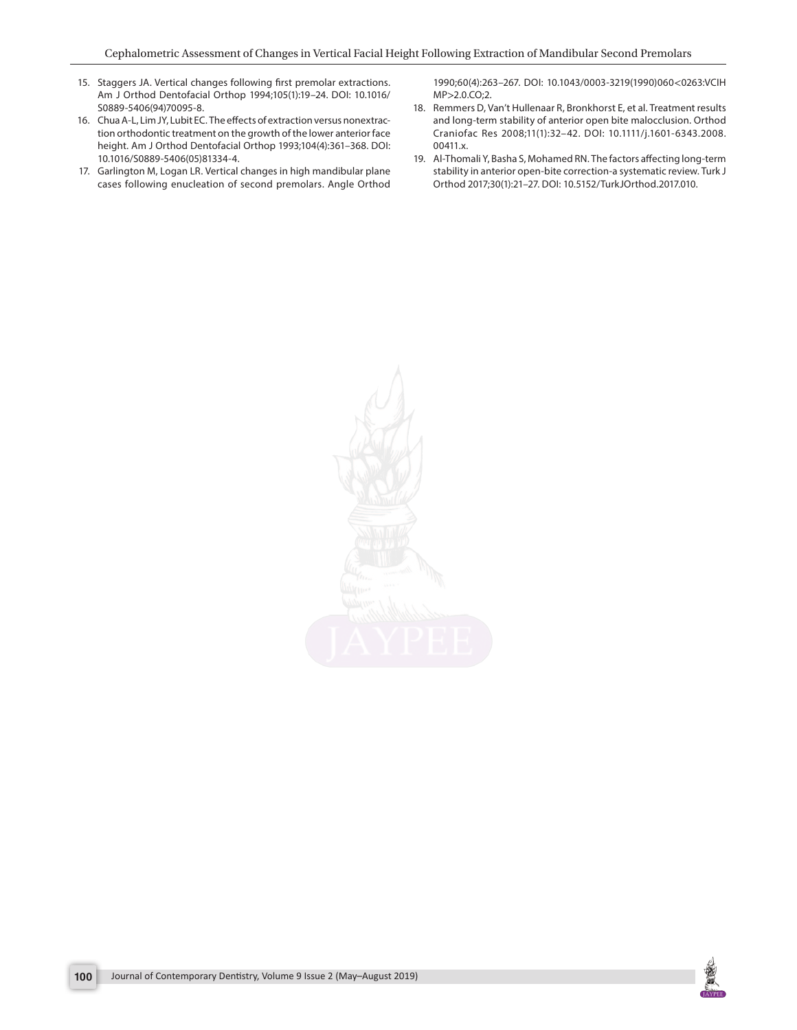15. Staggers JA. Vertical changes following first premolar extractions. Am J Orthod Dentofacial Orthop 1994;105(1):19–24. DOI: 10.1016/S0889-5406(94)70095-8.
16. Chua A-L, Lim JY, Lubit EC. The effects of extraction versus nonextraction orthodontic treatment on the growth of the lower anterior face height. Am J Orthod Dentofacial Orthop 1993;104(4):361–368. DOI: 10.1016/S0889-5406(05)81334-4.
17. Garlington M, Logan LR. Vertical changes in high mandibular plane cases following enucleation of second premolars. Angle Orthod 1990;60(4):263–267. DOI: 10.1043/0003-3219(1990)060<0263:VCIHMP>2.0.CO;2.
18. Remmers D, Van't Hullenaar R, Bronkhorst E, et al. Treatment results and long-term stability of anterior open bite malocclusion. Orthod Craniofac Res 2008;11(1):32–42. DOI: 10.1111/j.1601-6343.2008.00411.x.
19. Al-Thomali Y, Basha S, Mohamed RN. The factors affecting long-term stability in anterior open-bite correction-a systematic review. Turk J Orthod 2017;30(1):21–27. DOI: 10.5152/TurkJOrthod.2017.010.